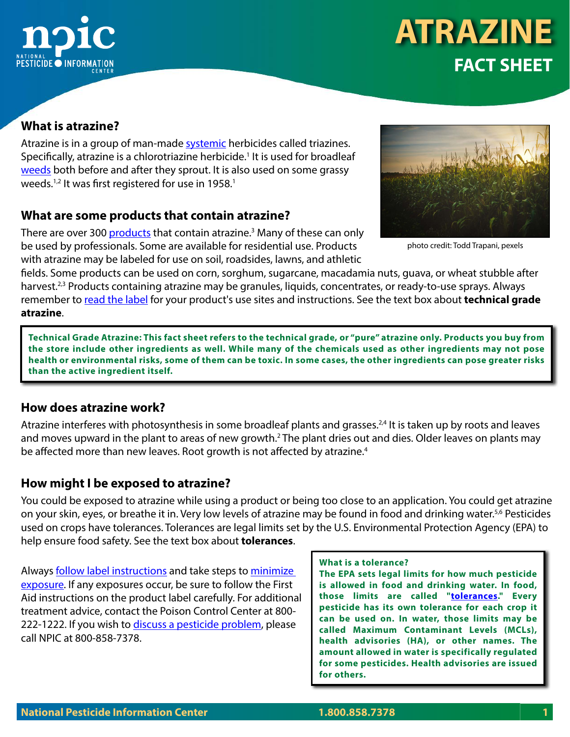# ATRAZINE

## FACT SHEET

### What is atrazine?

Atrazine is in a group of man-made systemic herbicides called triazines. Specifically, atrazine is a chlorotriazine herbicide.[1] It is used for broadleaf weeds both before and after they sprout. It is also used on some grassy weeds.[1,2] It was first registered for use in 1958.[1]

photo credit: Todd Trapani, pexels

### What are some products that contain atrazine?

There are over 300 products that contain atrazine.[3] Many of these can only be used by professionals. Some are available for residential use. Products with atrazine may be labeled for use on soil, roadsides, lawns, and athletic fields. Some products can be used on corn, sorghum, sugarcane, macadamia nuts, guava, or wheat stubble after harvest.[2,3] Products containing atrazine may be granules, liquids, concentrates, or ready-to-use sprays. Always remember to read the label for your product's use sites and instructions. See the text box about **technical grade atrazine**.

> **Technical Grade Atrazine: This fact sheet refers to the technical grade, or "pure" atrazine only. Products you buy from the store include other ingredients as well. While many of the chemicals used as other ingredients may not pose health or environmental risks, some of them can be toxic. In some cases, the other ingredients can pose greater risks than the active ingredient itself.**

### How does atrazine work?

Atrazine interferes with photosynthesis in some broadleaf plants and grasses.[2,4] It is taken up by roots and leaves and moves upward in the plant to areas of new growth.[2] The plant dries out and dies. Older leaves on plants may be affected more than new leaves. Root growth is not affected by atrazine.[4]

### How might I be exposed to atrazine?

You could be exposed to atrazine while using a product or being too close to an application. You could get atrazine on your skin, eyes, or breathe it in. Very low levels of atrazine may be found in food and drinking water.[5,6] Pesticides used on crops have tolerances. Tolerances are legal limits set by the U.S. Environmental Protection Agency (EPA) to help ensure food safety. See the text box about **tolerances**.

Always follow label instructions and take steps to minimize exposure. If any exposures occur, be sure to follow the First Aid instructions on the product label carefully. For additional treatment advice, contact the Poison Control Center at 800-222-1222. If you wish to discuss a pesticide problem, please call NPIC at 800-858-7378.

> **What is a tolerance?**
> **The EPA sets legal limits for how much pesticide is allowed in food and drinking water. In food, those limits are called "tolerances." Every pesticide has its own tolerance for each crop it can be used on. In water, those limits may be called Maximum Contaminant Levels (MCLs), health advisories (HA), or other names. The amount allowed in water is specifically regulated for some pesticides. Health advisories are issued for others.**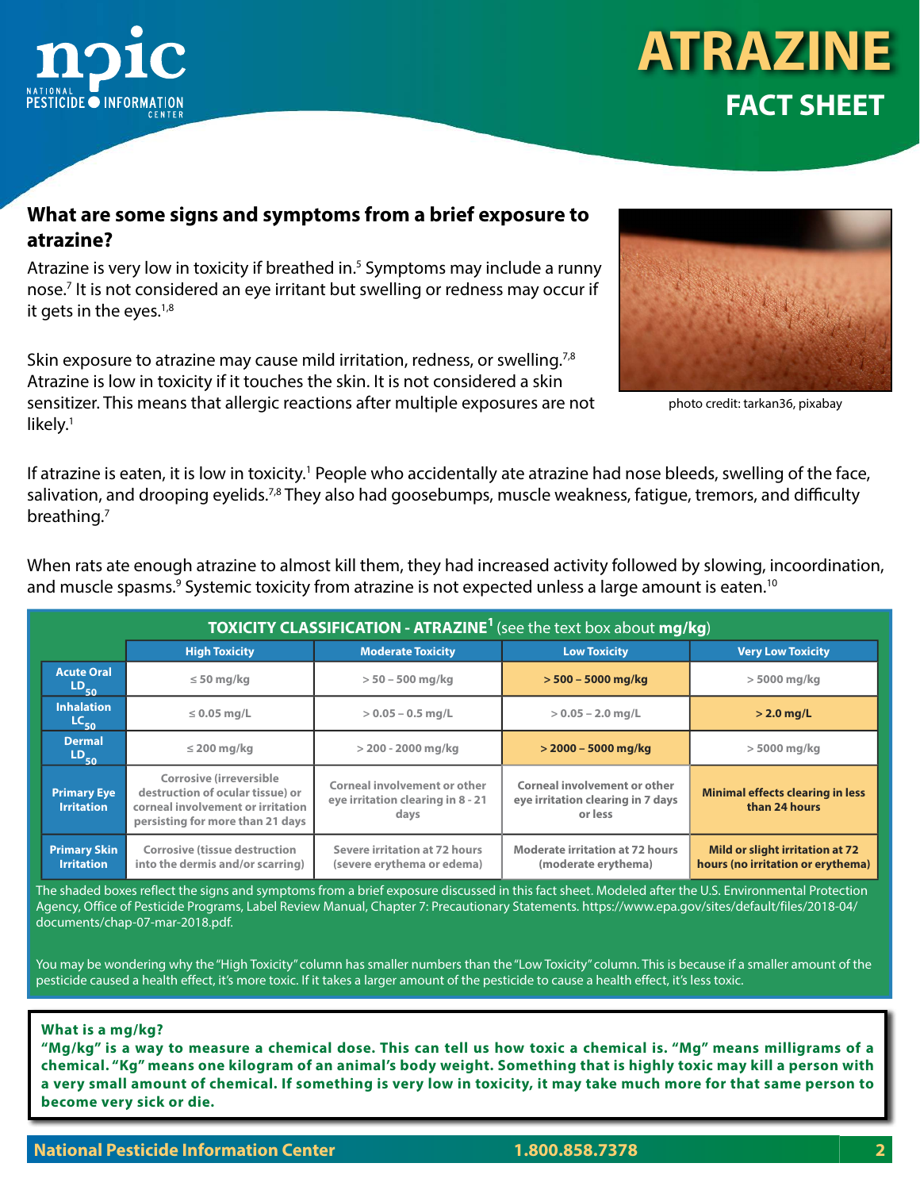## What are some signs and symptoms from a brief exposure to atrazine?

Atrazine is very low in toxicity if breathed in.[5] Symptoms may include a runny nose.[7] It is not considered an eye irritant but swelling or redness may occur if it gets in the eyes.[1,8]

Skin exposure to atrazine may cause mild irritation, redness, or swelling.[7,8] Atrazine is low in toxicity if it touches the skin. It is not considered a skin sensitizer. This means that allergic reactions after multiple exposures are not likely.[1]

photo credit: tarkan36, pixabay

If atrazine is eaten, it is low in toxicity.[1] People who accidentally ate atrazine had nose bleeds, swelling of the face, salivation, and drooping eyelids.[7,8] They also had goosebumps, muscle weakness, fatigue, tremors, and difficulty breathing.[7]

When rats ate enough atrazine to almost kill them, they had increased activity followed by slowing, incoordination, and muscle spasms.[9] Systemic toxicity from atrazine is not expected unless a large amount is eaten.[10]

**TOXICITY CLASSIFICATION - ATRAZINE[1]** (see the text box about **mg/kg**)

| | High Toxicity | Moderate Toxicity | Low Toxicity | Very Low Toxicity |
|---|---|---|---|---|
| Acute Oral $LD_{50}$ | ≤ 50 mg/kg | > 50 – 500 mg/kg | **> 500 – 5000 mg/kg** | > 5000 mg/kg |
| Inhalation $LC_{50}$ | ≤ 0.05 mg/L | > 0.05 – 0.5 mg/L | > 0.05 – 2.0 mg/L | **> 2.0 mg/L** |
| Dermal $LD_{50}$ | ≤ 200 mg/kg | > 200 - 2000 mg/kg | **> 2000 – 5000 mg/kg** | > 5000 mg/kg |
| Primary Eye Irritation | Corrosive (irreversible destruction of ocular tissue) or corneal involvement or irritation persisting for more than 21 days | Corneal involvement or other eye irritation clearing in 8 - 21 days | Corneal involvement or other eye irritation clearing in 7 days or less | **Minimal effects clearing in less than 24 hours** |
| Primary Skin Irritation | Corrosive (tissue destruction into the dermis and/or scarring) | Severe irritation at 72 hours (severe erythema or edema) | Moderate irritation at 72 hours (moderate erythema) | **Mild or slight irritation at 72 hours (no irritation or erythema)** |

The shaded boxes reflect the signs and symptoms from a brief exposure discussed in this fact sheet. Modeled after the U.S. Environmental Protection Agency, Office of Pesticide Programs, Label Review Manual, Chapter 7: Precautionary Statements. https://www.epa.gov/sites/default/files/2018-04/documents/chap-07-mar-2018.pdf.

You may be wondering why the "High Toxicity" column has smaller numbers than the "Low Toxicity" column. This is because if a smaller amount of the pesticide caused a health effect, it's more toxic. If it takes a larger amount of the pesticide to cause a health effect, it's less toxic.

**What is a mg/kg?**

**"Mg/kg" is a way to measure a chemical dose. This can tell us how toxic a chemical is. "Mg" means milligrams of a chemical. "Kg" means one kilogram of an animal's body weight. Something that is highly toxic may kill a person with a very small amount of chemical. If something is very low in toxicity, it may take much more for that same person to become very sick or die.**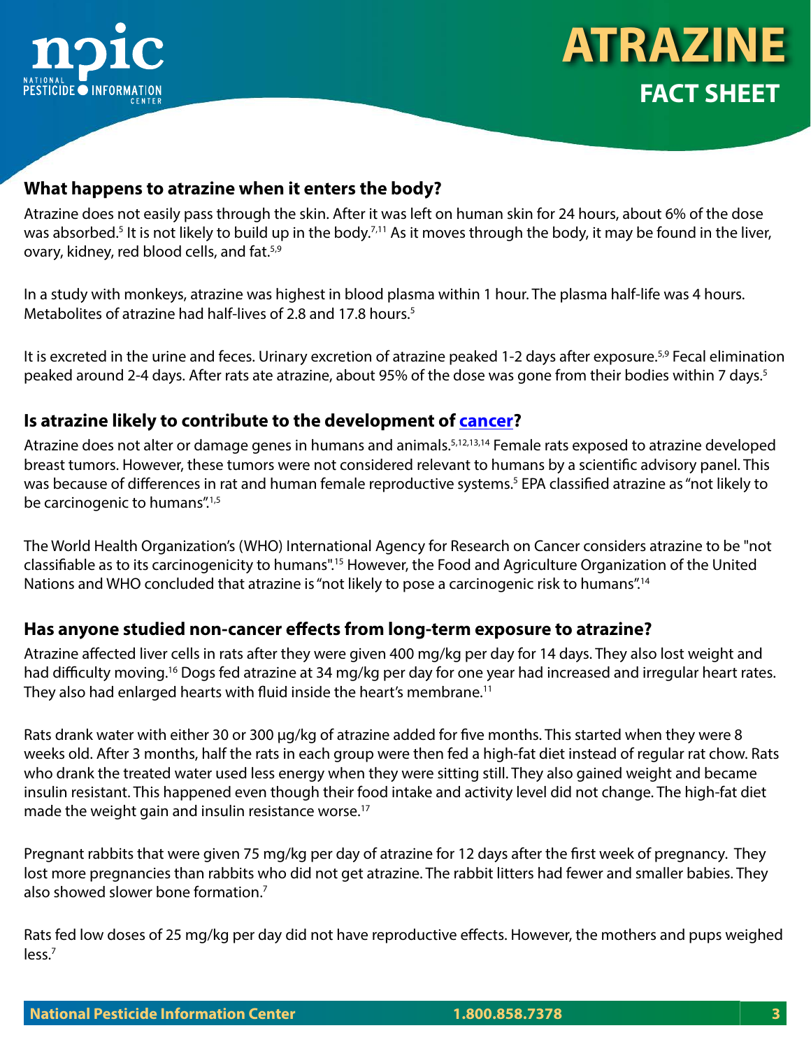## What happens to atrazine when it enters the body?

Atrazine does not easily pass through the skin. After it was left on human skin for 24 hours, about 6% of the dose was absorbed.[5] It is not likely to build up in the body.[7,11] As it moves through the body, it may be found in the liver, ovary, kidney, red blood cells, and fat.[5,9]

In a study with monkeys, atrazine was highest in blood plasma within 1 hour. The plasma half-life was 4 hours. Metabolites of atrazine had half-lives of 2.8 and 17.8 hours.[5]

It is excreted in the urine and feces. Urinary excretion of atrazine peaked 1-2 days after exposure.[5,9] Fecal elimination peaked around 2-4 days. After rats ate atrazine, about 95% of the dose was gone from their bodies within 7 days.[5]

## Is atrazine likely to contribute to the development of cancer?

Atrazine does not alter or damage genes in humans and animals.[5,12,13,14] Female rats exposed to atrazine developed breast tumors. However, these tumors were not considered relevant to humans by a scientific advisory panel. This was because of differences in rat and human female reproductive systems.[5] EPA classified atrazine as "not likely to be carcinogenic to humans".[1,5]

The World Health Organization's (WHO) International Agency for Research on Cancer considers atrazine to be "not classifiable as to its carcinogenicity to humans".[15] However, the Food and Agriculture Organization of the United Nations and WHO concluded that atrazine is "not likely to pose a carcinogenic risk to humans".[14]

## Has anyone studied non-cancer effects from long-term exposure to atrazine?

Atrazine affected liver cells in rats after they were given 400 mg/kg per day for 14 days. They also lost weight and had difficulty moving.[16] Dogs fed atrazine at 34 mg/kg per day for one year had increased and irregular heart rates. They also had enlarged hearts with fluid inside the heart's membrane.[11]

Rats drank water with either 30 or 300 µg/kg of atrazine added for five months. This started when they were 8 weeks old. After 3 months, half the rats in each group were then fed a high-fat diet instead of regular rat chow. Rats who drank the treated water used less energy when they were sitting still. They also gained weight and became insulin resistant. This happened even though their food intake and activity level did not change. The high-fat diet made the weight gain and insulin resistance worse.[17]

Pregnant rabbits that were given 75 mg/kg per day of atrazine for 12 days after the first week of pregnancy. They lost more pregnancies than rabbits who did not get atrazine. The rabbit litters had fewer and smaller babies. They also showed slower bone formation.[7]

Rats fed low doses of 25 mg/kg per day did not have reproductive effects. However, the mothers and pups weighed less.[7]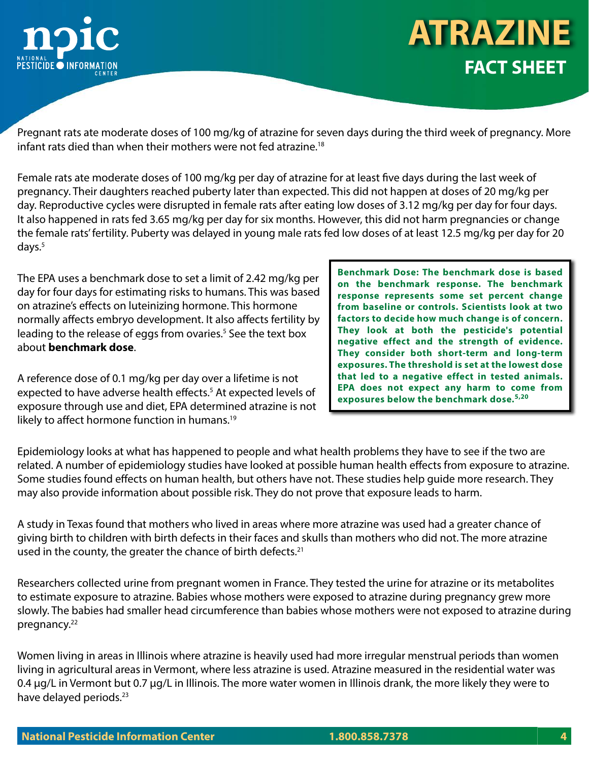Pregnant rats ate moderate doses of 100 mg/kg of atrazine for seven days during the third week of pregnancy. More infant rats died than when their mothers were not fed atrazine.[18]

Female rats ate moderate doses of 100 mg/kg per day of atrazine for at least five days during the last week of pregnancy. Their daughters reached puberty later than expected. This did not happen at doses of 20 mg/kg per day. Reproductive cycles were disrupted in female rats after eating low doses of 3.12 mg/kg per day for four days. It also happened in rats fed 3.65 mg/kg per day for six months. However, this did not harm pregnancies or change the female rats' fertility. Puberty was delayed in young male rats fed low doses of at least 12.5 mg/kg per day for 20 days.[5]

The EPA uses a benchmark dose to set a limit of 2.42 mg/kg per day for four days for estimating risks to humans. This was based on atrazine's effects on luteinizing hormone. This hormone normally affects embryo development. It also affects fertility by leading to the release of eggs from ovaries.[5] See the text box about **benchmark dose**.

A reference dose of 0.1 mg/kg per day over a lifetime is not expected to have adverse health effects.[5] At expected levels of exposure through use and diet, EPA determined atrazine is not likely to affect hormone function in humans.[19]

> **Benchmark Dose: The benchmark dose is based on the benchmark response. The benchmark response represents some set percent change from baseline or controls. Scientists look at two factors to decide how much change is of concern. They look at both the pesticide's potential negative effect and the strength of evidence. They consider both short-term and long-term exposures. The threshold is set at the lowest dose that led to a negative effect in tested animals. EPA does not expect any harm to come from exposures below the benchmark dose.[5,20]**

Epidemiology looks at what has happened to people and what health problems they have to see if the two are related. A number of epidemiology studies have looked at possible human health effects from exposure to atrazine. Some studies found effects on human health, but others have not. These studies help guide more research. They may also provide information about possible risk. They do not prove that exposure leads to harm.

A study in Texas found that mothers who lived in areas where more atrazine was used had a greater chance of giving birth to children with birth defects in their faces and skulls than mothers who did not. The more atrazine used in the county, the greater the chance of birth defects.[21]

Researchers collected urine from pregnant women in France. They tested the urine for atrazine or its metabolites to estimate exposure to atrazine. Babies whose mothers were exposed to atrazine during pregnancy grew more slowly. The babies had smaller head circumference than babies whose mothers were not exposed to atrazine during pregnancy.[22]

Women living in areas in Illinois where atrazine is heavily used had more irregular menstrual periods than women living in agricultural areas in Vermont, where less atrazine is used. Atrazine measured in the residential water was 0.4 µg/L in Vermont but 0.7 µg/L in Illinois. The more water women in Illinois drank, the more likely they were to have delayed periods.[23]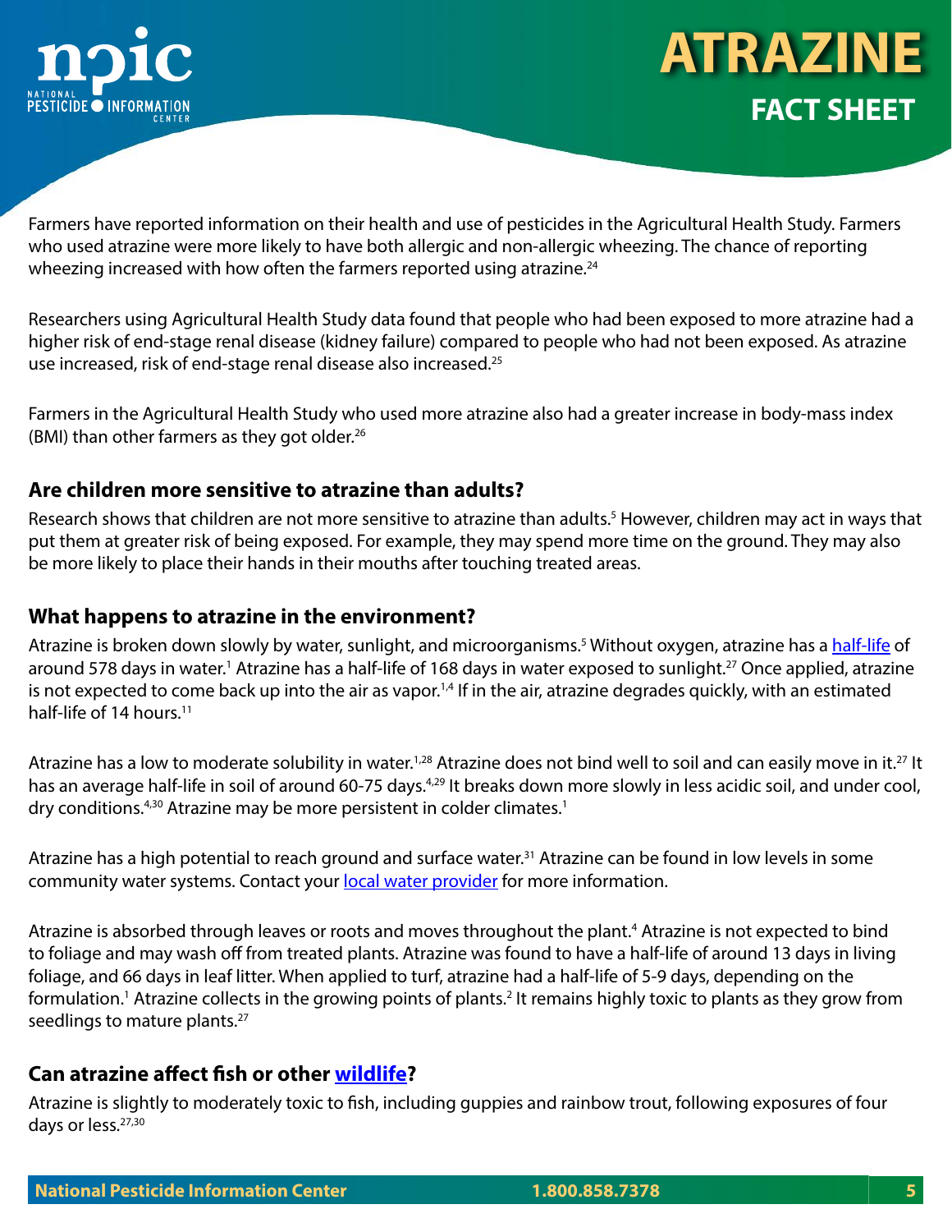Farmers have reported information on their health and use of pesticides in the Agricultural Health Study. Farmers who used atrazine were more likely to have both allergic and non-allergic wheezing. The chance of reporting wheezing increased with how often the farmers reported using atrazine.[24]

Researchers using Agricultural Health Study data found that people who had been exposed to more atrazine had a higher risk of end-stage renal disease (kidney failure) compared to people who had not been exposed. As atrazine use increased, risk of end-stage renal disease also increased.[25]

Farmers in the Agricultural Health Study who used more atrazine also had a greater increase in body-mass index (BMI) than other farmers as they got older.[26]

### Are children more sensitive to atrazine than adults?

Research shows that children are not more sensitive to atrazine than adults.[5] However, children may act in ways that put them at greater risk of being exposed. For example, they may spend more time on the ground. They may also be more likely to place their hands in their mouths after touching treated areas.

### What happens to atrazine in the environment?

Atrazine is broken down slowly by water, sunlight, and microorganisms.[5] Without oxygen, atrazine has a half-life of around 578 days in water.[1] Atrazine has a half-life of 168 days in water exposed to sunlight.[27] Once applied, atrazine is not expected to come back up into the air as vapor.[1,4] If in the air, atrazine degrades quickly, with an estimated half-life of 14 hours.[11]

Atrazine has a low to moderate solubility in water.[1,28] Atrazine does not bind well to soil and can easily move in it.[27] It has an average half-life in soil of around 60-75 days.[4,29] It breaks down more slowly in less acidic soil, and under cool, dry conditions.[4,30] Atrazine may be more persistent in colder climates.[1]

Atrazine has a high potential to reach ground and surface water.[31] Atrazine can be found in low levels in some community water systems. Contact your local water provider for more information.

Atrazine is absorbed through leaves or roots and moves throughout the plant.[4] Atrazine is not expected to bind to foliage and may wash off from treated plants. Atrazine was found to have a half-life of around 13 days in living foliage, and 66 days in leaf litter. When applied to turf, atrazine had a half-life of 5-9 days, depending on the formulation.[1] Atrazine collects in the growing points of plants.[2] It remains highly toxic to plants as they grow from seedlings to mature plants.[27]

### Can atrazine affect fish or other wildlife?

Atrazine is slightly to moderately toxic to fish, including guppies and rainbow trout, following exposures of four days or less.[27,30]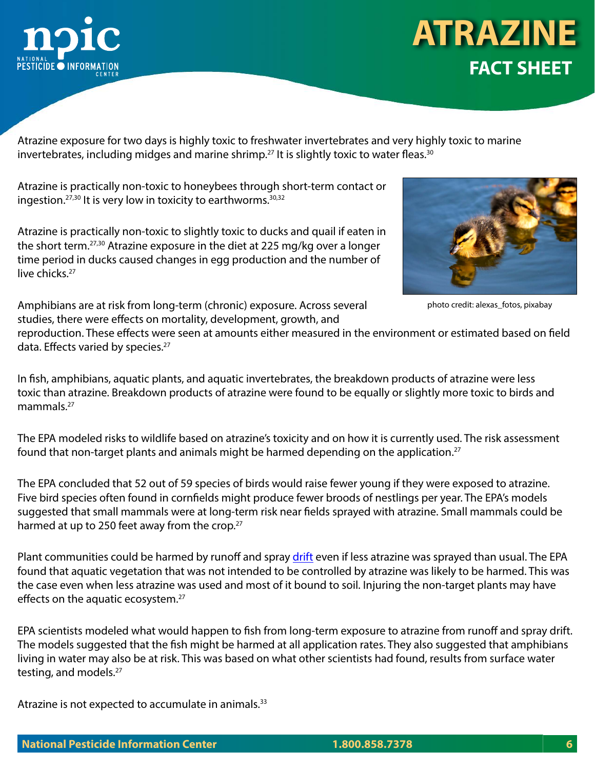Atrazine exposure for two days is highly toxic to freshwater invertebrates and very highly toxic to marine invertebrates, including midges and marine shrimp.[27] It is slightly toxic to water fleas.[30]

Atrazine is practically non-toxic to honeybees through short-term contact or ingestion.[27,30] It is very low in toxicity to earthworms.[30,32]

Atrazine is practically non-toxic to slightly toxic to ducks and quail if eaten in the short term.[27,30] Atrazine exposure in the diet at 225 mg/kg over a longer time period in ducks caused changes in egg production and the number of live chicks.[27]

photo credit: alexas_fotos, pixabay

Amphibians are at risk from long-term (chronic) exposure. Across several studies, there were effects on mortality, development, growth, and reproduction. These effects were seen at amounts either measured in the environment or estimated based on field data. Effects varied by species.[27]

In fish, amphibians, aquatic plants, and aquatic invertebrates, the breakdown products of atrazine were less toxic than atrazine. Breakdown products of atrazine were found to be equally or slightly more toxic to birds and mammals.[27]

The EPA modeled risks to wildlife based on atrazine's toxicity and on how it is currently used. The risk assessment found that non-target plants and animals might be harmed depending on the application.[27]

The EPA concluded that 52 out of 59 species of birds would raise fewer young if they were exposed to atrazine. Five bird species often found in cornfields might produce fewer broods of nestlings per year. The EPA's models suggested that small mammals were at long-term risk near fields sprayed with atrazine. Small mammals could be harmed at up to 250 feet away from the crop.[27]

Plant communities could be harmed by runoff and spray drift even if less atrazine was sprayed than usual. The EPA found that aquatic vegetation that was not intended to be controlled by atrazine was likely to be harmed. This was the case even when less atrazine was used and most of it bound to soil. Injuring the non-target plants may have effects on the aquatic ecosystem.[27]

EPA scientists modeled what would happen to fish from long-term exposure to atrazine from runoff and spray drift. The models suggested that the fish might be harmed at all application rates. They also suggested that amphibians living in water may also be at risk. This was based on what other scientists had found, results from surface water testing, and models.[27]

Atrazine is not expected to accumulate in animals.[33]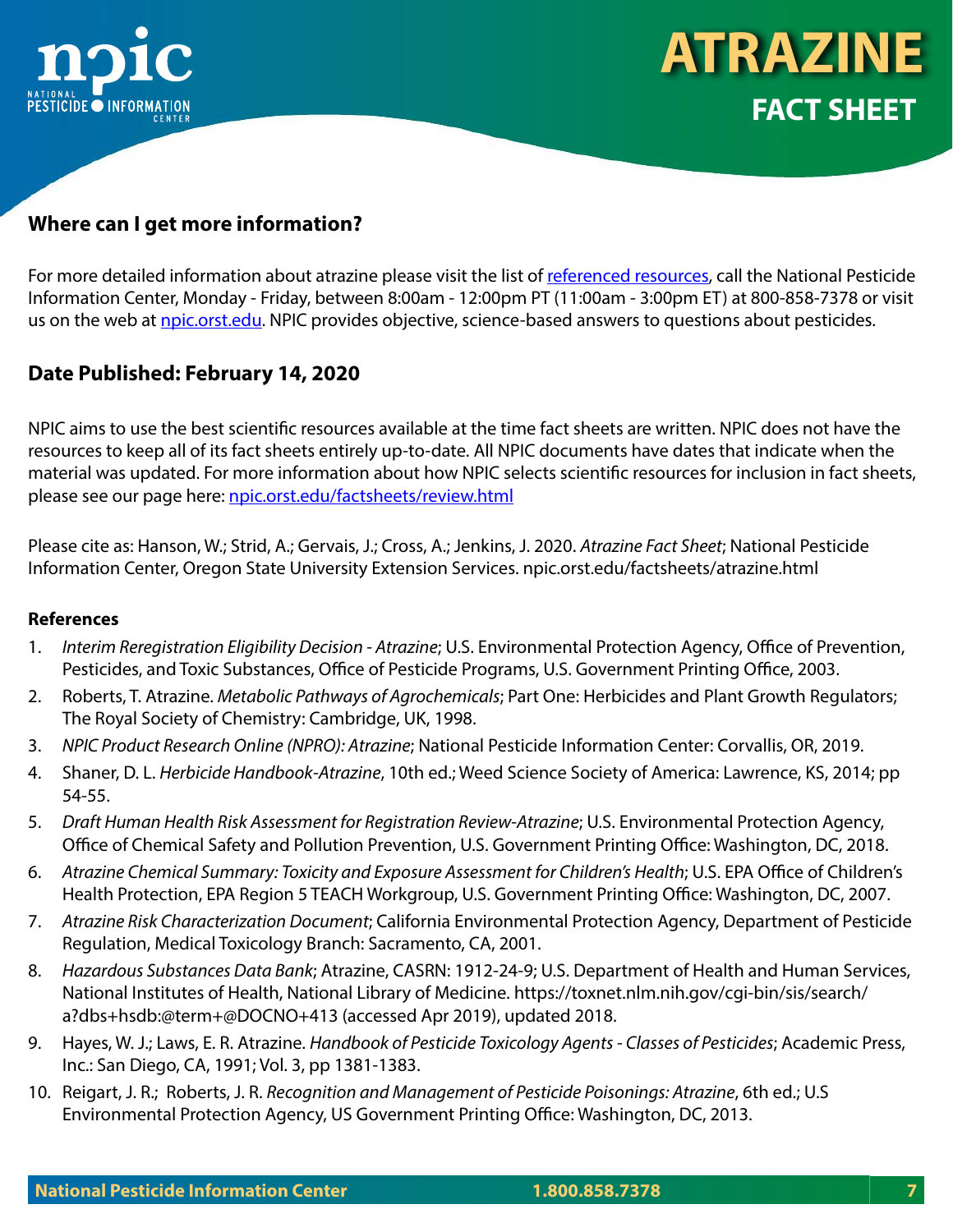## Where can I get more information?

For more detailed information about atrazine please visit the list of referenced resources, call the National Pesticide Information Center, Monday - Friday, between 8:00am - 12:00pm PT (11:00am - 3:00pm ET) at 800-858-7378 or visit us on the web at npic.orst.edu. NPIC provides objective, science-based answers to questions about pesticides.

## Date Published: February 14, 2020

NPIC aims to use the best scientific resources available at the time fact sheets are written. NPIC does not have the resources to keep all of its fact sheets entirely up-to-date. All NPIC documents have dates that indicate when the material was updated. For more information about how NPIC selects scientific resources for inclusion in fact sheets, please see our page here: npic.orst.edu/factsheets/review.html

Please cite as: Hanson, W.; Strid, A.; Gervais, J.; Cross, A.; Jenkins, J. 2020. *Atrazine Fact Sheet*; National Pesticide Information Center, Oregon State University Extension Services. npic.orst.edu/factsheets/atrazine.html

### References

1. *Interim Reregistration Eligibility Decision - Atrazine*; U.S. Environmental Protection Agency, Office of Prevention, Pesticides, and Toxic Substances, Office of Pesticide Programs, U.S. Government Printing Office, 2003.
2. Roberts, T. Atrazine. *Metabolic Pathways of Agrochemicals*; Part One: Herbicides and Plant Growth Regulators; The Royal Society of Chemistry: Cambridge, UK, 1998.
3. *NPIC Product Research Online (NPRO): Atrazine*; National Pesticide Information Center: Corvallis, OR, 2019.
4. Shaner, D. L. *Herbicide Handbook-Atrazine*, 10th ed.; Weed Science Society of America: Lawrence, KS, 2014; pp 54-55.
5. *Draft Human Health Risk Assessment for Registration Review-Atrazine*; U.S. Environmental Protection Agency, Office of Chemical Safety and Pollution Prevention, U.S. Government Printing Office: Washington, DC, 2018.
6. *Atrazine Chemical Summary: Toxicity and Exposure Assessment for Children's Health*; U.S. EPA Office of Children's Health Protection, EPA Region 5 TEACH Workgroup, U.S. Government Printing Office: Washington, DC, 2007.
7. *Atrazine Risk Characterization Document*; California Environmental Protection Agency, Department of Pesticide Regulation, Medical Toxicology Branch: Sacramento, CA, 2001.
8. *Hazardous Substances Data Bank*; Atrazine, CASRN: 1912-24-9; U.S. Department of Health and Human Services, National Institutes of Health, National Library of Medicine. https://toxnet.nlm.nih.gov/cgi-bin/sis/search/a?dbs+hsdb:@term+@DOCNO+413 (accessed Apr 2019), updated 2018.
9. Hayes, W. J.; Laws, E. R. Atrazine. *Handbook of Pesticide Toxicology Agents - Classes of Pesticides*; Academic Press, Inc.: San Diego, CA, 1991; Vol. 3, pp 1381-1383.
10. Reigart, J. R.; Roberts, J. R. *Recognition and Management of Pesticide Poisonings: Atrazine*, 6th ed.; U.S Environmental Protection Agency, US Government Printing Office: Washington, DC, 2013.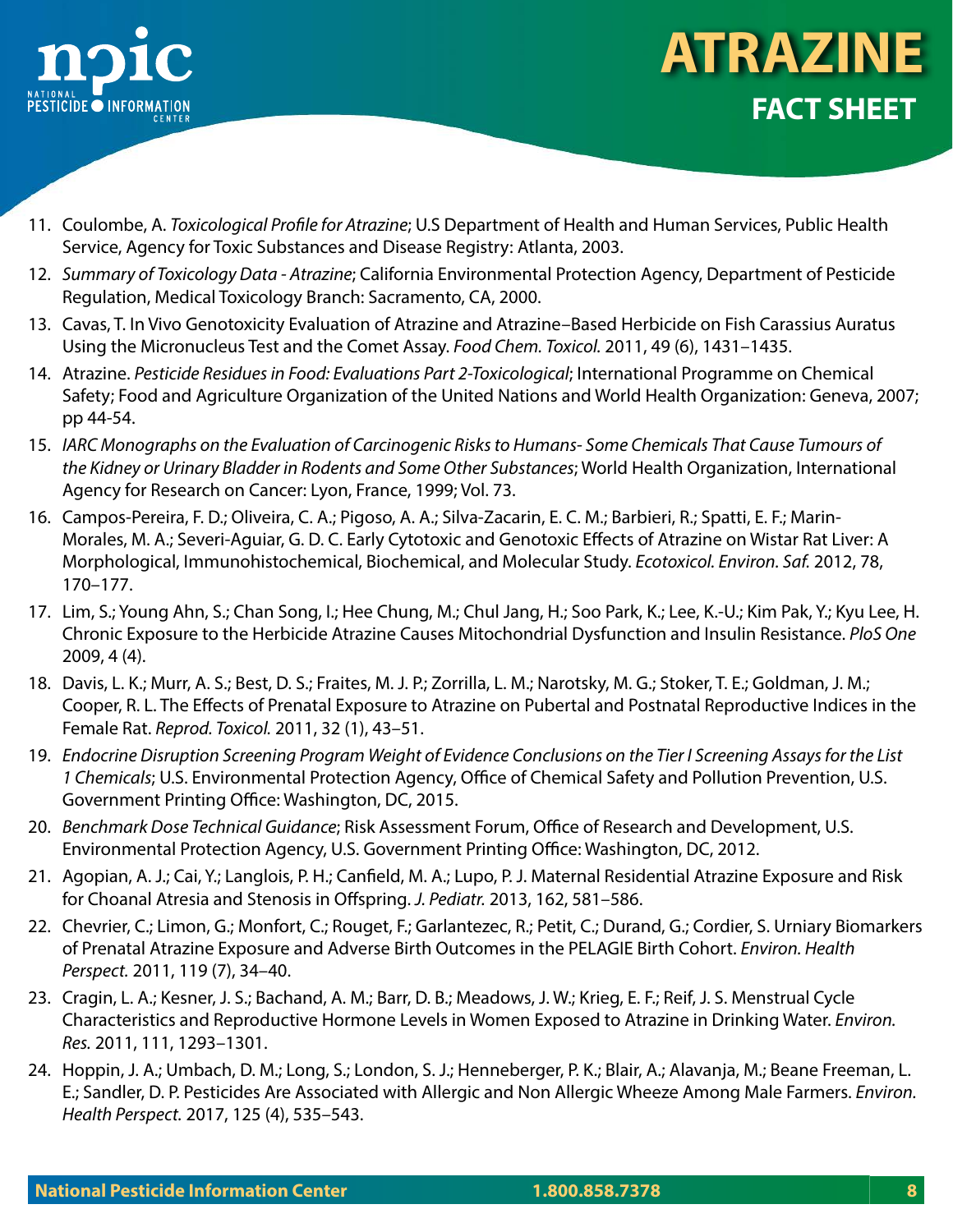11. Coulombe, A. *Toxicological Profile for Atrazine*; U.S Department of Health and Human Services, Public Health Service, Agency for Toxic Substances and Disease Registry: Atlanta, 2003.
12. *Summary of Toxicology Data - Atrazine*; California Environmental Protection Agency, Department of Pesticide Regulation, Medical Toxicology Branch: Sacramento, CA, 2000.
13. Cavas, T. In Vivo Genotoxicity Evaluation of Atrazine and Atrazine–Based Herbicide on Fish Carassius Auratus Using the Micronucleus Test and the Comet Assay. *Food Chem. Toxicol.* 2011, 49 (6), 1431–1435.
14. Atrazine. *Pesticide Residues in Food: Evaluations Part 2-Toxicological*; International Programme on Chemical Safety; Food and Agriculture Organization of the United Nations and World Health Organization: Geneva, 2007; pp 44-54.
15. *IARC Monographs on the Evaluation of Carcinogenic Risks to Humans- Some Chemicals That Cause Tumours of the Kidney or Urinary Bladder in Rodents and Some Other Substances*; World Health Organization, International Agency for Research on Cancer: Lyon, France, 1999; Vol. 73.
16. Campos-Pereira, F. D.; Oliveira, C. A.; Pigoso, A. A.; Silva-Zacarin, E. C. M.; Barbieri, R.; Spatti, E. F.; Marin-Morales, M. A.; Severi-Aguiar, G. D. C. Early Cytotoxic and Genotoxic Effects of Atrazine on Wistar Rat Liver: A Morphological, Immunohistochemical, Biochemical, and Molecular Study. *Ecotoxicol. Environ. Saf.* 2012, 78, 170–177.
17. Lim, S.; Young Ahn, S.; Chan Song, I.; Hee Chung, M.; Chul Jang, H.; Soo Park, K.; Lee, K.-U.; Kim Pak, Y.; Kyu Lee, H. Chronic Exposure to the Herbicide Atrazine Causes Mitochondrial Dysfunction and Insulin Resistance. *PloS One* 2009, 4 (4).
18. Davis, L. K.; Murr, A. S.; Best, D. S.; Fraites, M. J. P.; Zorrilla, L. M.; Narotsky, M. G.; Stoker, T. E.; Goldman, J. M.; Cooper, R. L. The Effects of Prenatal Exposure to Atrazine on Pubertal and Postnatal Reproductive Indices in the Female Rat. *Reprod. Toxicol.* 2011, 32 (1), 43–51.
19. *Endocrine Disruption Screening Program Weight of Evidence Conclusions on the Tier I Screening Assays for the List 1 Chemicals*; U.S. Environmental Protection Agency, Office of Chemical Safety and Pollution Prevention, U.S. Government Printing Office: Washington, DC, 2015.
20. *Benchmark Dose Technical Guidance*; Risk Assessment Forum, Office of Research and Development, U.S. Environmental Protection Agency, U.S. Government Printing Office: Washington, DC, 2012.
21. Agopian, A. J.; Cai, Y.; Langlois, P. H.; Canfield, M. A.; Lupo, P. J. Maternal Residential Atrazine Exposure and Risk for Choanal Atresia and Stenosis in Offspring. *J. Pediatr.* 2013, 162, 581–586.
22. Chevrier, C.; Limon, G.; Monfort, C.; Rouget, F.; Garlantezec, R.; Petit, C.; Durand, G.; Cordier, S. Urniary Biomarkers of Prenatal Atrazine Exposure and Adverse Birth Outcomes in the PELAGIE Birth Cohort. *Environ. Health Perspect.* 2011, 119 (7), 34–40.
23. Cragin, L. A.; Kesner, J. S.; Bachand, A. M.; Barr, D. B.; Meadows, J. W.; Krieg, E. F.; Reif, J. S. Menstrual Cycle Characteristics and Reproductive Hormone Levels in Women Exposed to Atrazine in Drinking Water. *Environ. Res.* 2011, 111, 1293–1301.
24. Hoppin, J. A.; Umbach, D. M.; Long, S.; London, S. J.; Henneberger, P. K.; Blair, A.; Alavanja, M.; Beane Freeman, L. E.; Sandler, D. P. Pesticides Are Associated with Allergic and Non Allergic Wheeze Among Male Farmers. *Environ. Health Perspect.* 2017, 125 (4), 535–543.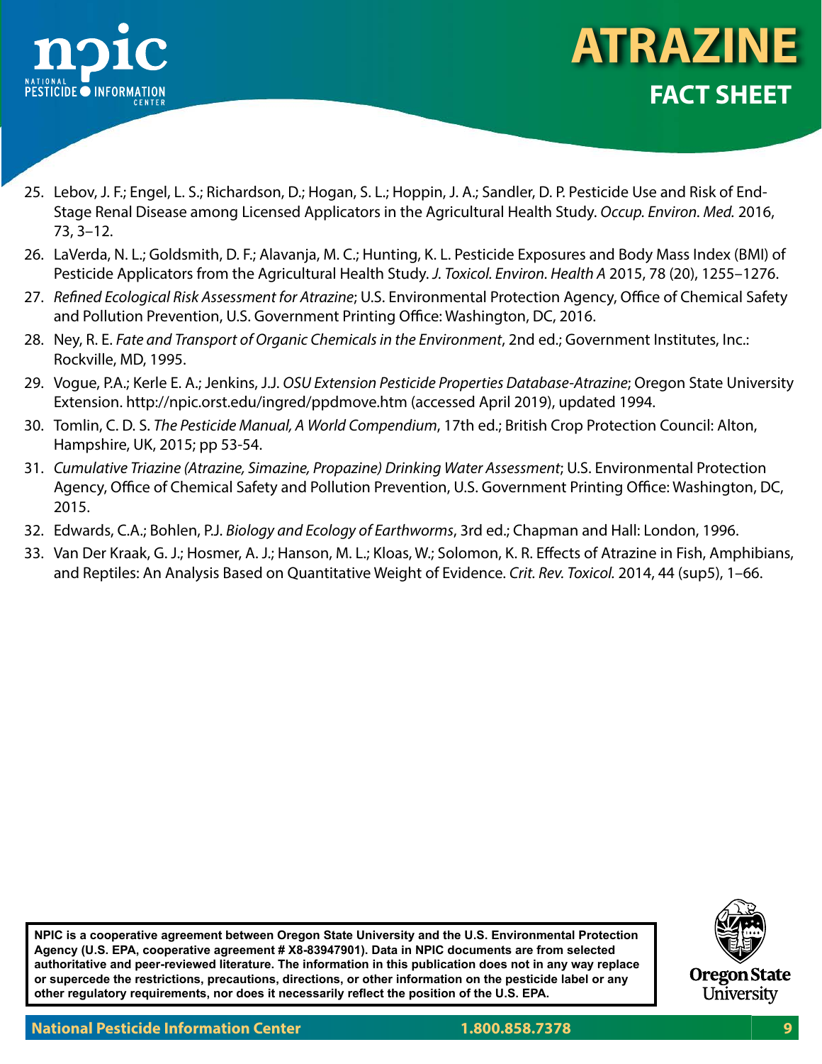25. Lebov, J. F.; Engel, L. S.; Richardson, D.; Hogan, S. L.; Hoppin, J. A.; Sandler, D. P. Pesticide Use and Risk of End-Stage Renal Disease among Licensed Applicators in the Agricultural Health Study. *Occup. Environ. Med.* 2016, 73, 3–12.
26. LaVerda, N. L.; Goldsmith, D. F.; Alavanja, M. C.; Hunting, K. L. Pesticide Exposures and Body Mass Index (BMI) of Pesticide Applicators from the Agricultural Health Study. *J. Toxicol. Environ. Health A* 2015, 78 (20), 1255–1276.
27. *Refined Ecological Risk Assessment for Atrazine*; U.S. Environmental Protection Agency, Office of Chemical Safety and Pollution Prevention, U.S. Government Printing Office: Washington, DC, 2016.
28. Ney, R. E. *Fate and Transport of Organic Chemicals in the Environment*, 2nd ed.; Government Institutes, Inc.: Rockville, MD, 1995.
29. Vogue, P.A.; Kerle E. A.; Jenkins, J.J. *OSU Extension Pesticide Properties Database-Atrazine*; Oregon State University Extension. http://npic.orst.edu/ingred/ppdmove.htm (accessed April 2019), updated 1994.
30. Tomlin, C. D. S. *The Pesticide Manual, A World Compendium*, 17th ed.; British Crop Protection Council: Alton, Hampshire, UK, 2015; pp 53-54.
31. *Cumulative Triazine (Atrazine, Simazine, Propazine) Drinking Water Assessment*; U.S. Environmental Protection Agency, Office of Chemical Safety and Pollution Prevention, U.S. Government Printing Office: Washington, DC, 2015.
32. Edwards, C.A.; Bohlen, P.J. *Biology and Ecology of Earthworms*, 3rd ed.; Chapman and Hall: London, 1996.
33. Van Der Kraak, G. J.; Hosmer, A. J.; Hanson, M. L.; Kloas, W.; Solomon, K. R. Effects of Atrazine in Fish, Amphibians, and Reptiles: An Analysis Based on Quantitative Weight of Evidence. *Crit. Rev. Toxicol.* 2014, 44 (sup5), 1–66.

**NPIC is a cooperative agreement between Oregon State University and the U.S. Environmental Protection Agency (U.S. EPA, cooperative agreement # X8-83947901). Data in NPIC documents are from selected authoritative and peer-reviewed literature. The information in this publication does not in any way replace or supercede the restrictions, precautions, directions, or other information on the pesticide label or any other regulatory requirements, nor does it necessarily reflect the position of the U.S. EPA.**